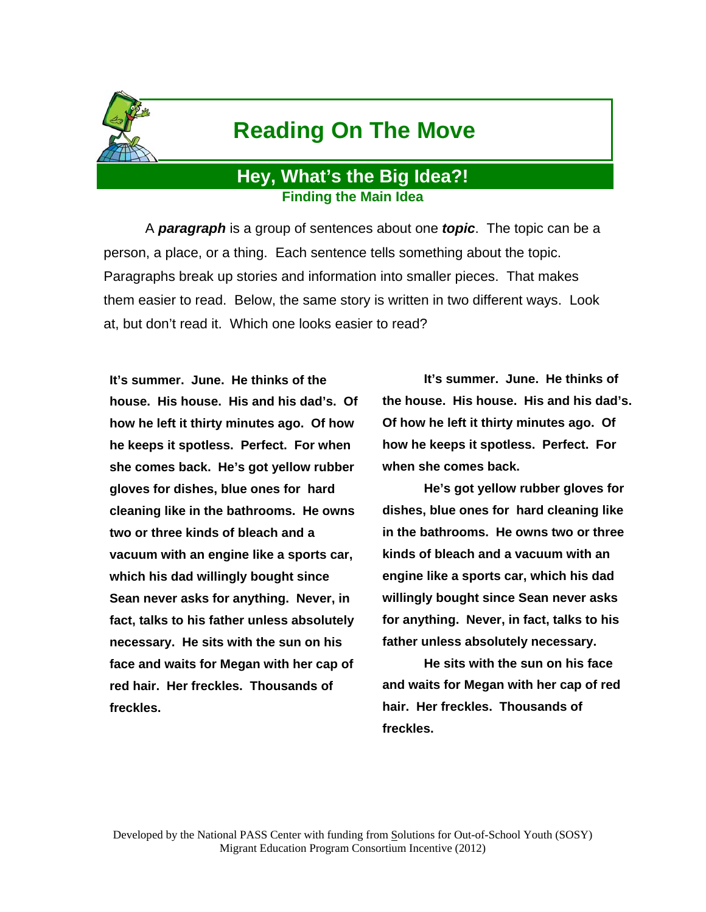# Reading On The Move

## Hey, What's the Big Idea?!

### Finding the Main Idea

A ***paragraph*** is a group of sentences about one ***topic***. The topic can be a person, a place, or a thing. Each sentence tells something about the topic. Paragraphs break up stories and information into smaller pieces. That makes them easier to read. Below, the same story is written in two different ways. Look at, but don't read it. Which one looks easier to read?

**It's summer. June. He thinks of the house. His house. His and his dad's. Of how he left it thirty minutes ago. Of how he keeps it spotless. Perfect. For when she comes back. He's got yellow rubber gloves for dishes, blue ones for hard cleaning like in the bathrooms. He owns two or three kinds of bleach and a vacuum with an engine like a sports car, which his dad willingly bought since Sean never asks for anything. Never, in fact, talks to his father unless absolutely necessary. He sits with the sun on his face and waits for Megan with her cap of red hair. Her freckles. Thousands of freckles.**

**It's summer. June. He thinks of the house. His house. His and his dad's. Of how he left it thirty minutes ago. Of how he keeps it spotless. Perfect. For when she comes back.**

**He's got yellow rubber gloves for dishes, blue ones for hard cleaning like in the bathrooms. He owns two or three kinds of bleach and a vacuum with an engine like a sports car, which his dad willingly bought since Sean never asks for anything. Never, in fact, talks to his father unless absolutely necessary.**

**He sits with the sun on his face and waits for Megan with her cap of red hair. Her freckles. Thousands of freckles.**

Developed by the National PASS Center with funding from Solutions for Out-of-School Youth (SOSY) Migrant Education Program Consortium Incentive (2012)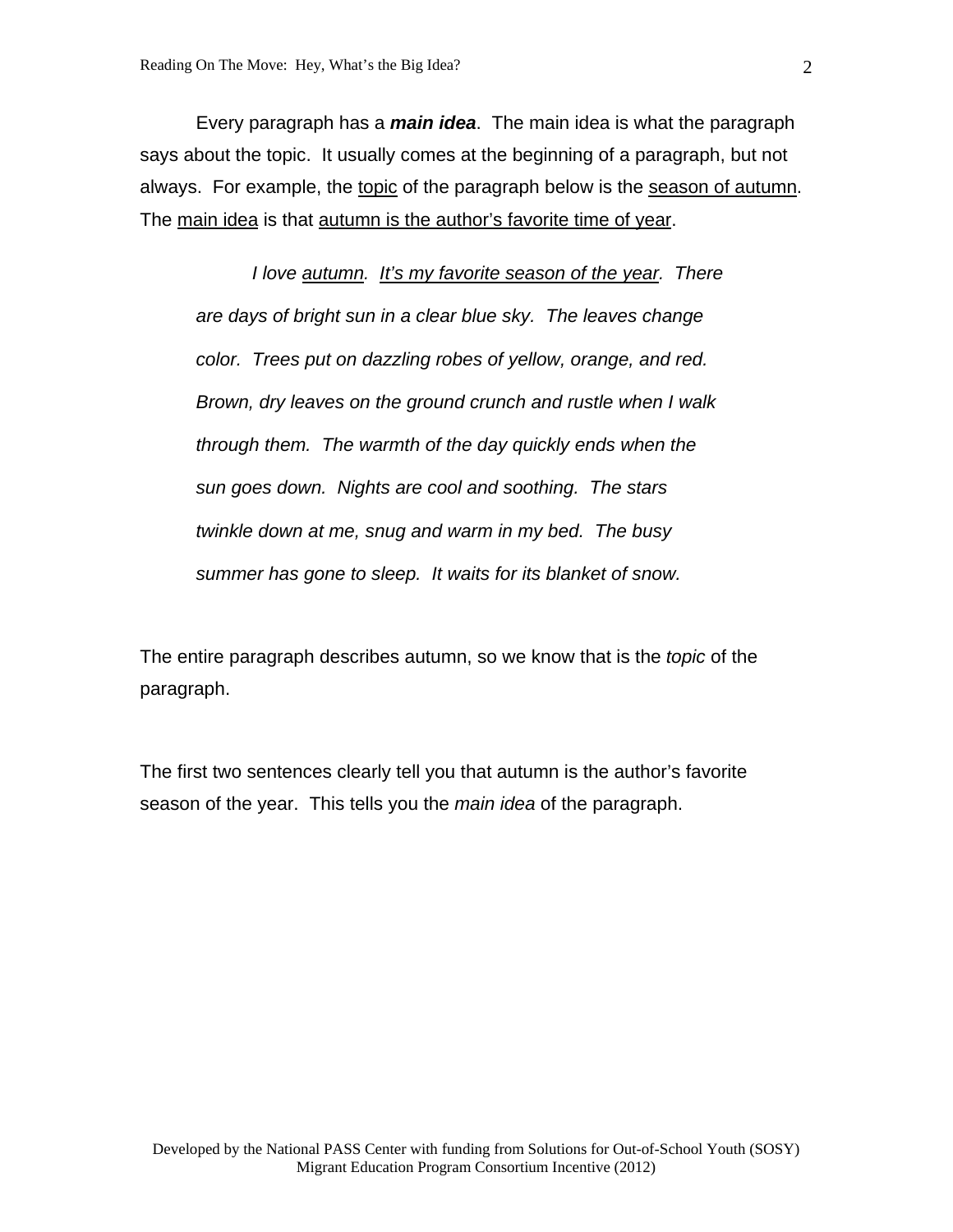Every paragraph has a ***main idea***. The main idea is what the paragraph says about the topic. It usually comes at the beginning of a paragraph, but not always. For example, the <u>topic</u> of the paragraph below is the <u>season of autumn</u>. The <u>main idea</u> is that <u>autumn is the author's favorite time of year</u>.

> *I love <u>autumn</u>. <u>It's my favorite season of the year</u>. There are days of bright sun in a clear blue sky. The leaves change color. Trees put on dazzling robes of yellow, orange, and red. Brown, dry leaves on the ground crunch and rustle when I walk through them. The warmth of the day quickly ends when the sun goes down. Nights are cool and soothing. The stars twinkle down at me, snug and warm in my bed. The busy summer has gone to sleep. It waits for its blanket of snow.*

The entire paragraph describes autumn, so we know that is the *topic* of the paragraph.

The first two sentences clearly tell you that autumn is the author's favorite season of the year. This tells you the *main idea* of the paragraph.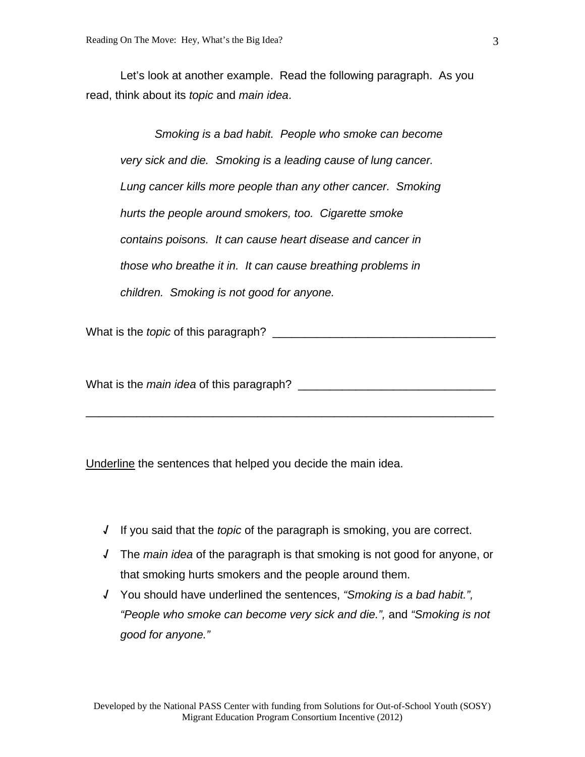Let's look at another example. Read the following paragraph. As you read, think about its *topic* and *main idea*.

> *Smoking is a bad habit. People who smoke can become very sick and die. Smoking is a leading cause of lung cancer. Lung cancer kills more people than any other cancer. Smoking hurts the people around smokers, too. Cigarette smoke contains poisons. It can cause heart disease and cancer in those who breathe it in. It can cause breathing problems in children. Smoking is not good for anyone.*

What is the *topic* of this paragraph? ___________________________________

What is the *main idea* of this paragraph? _______________________________

_________________________________________________________________

<u>Underline</u> the sentences that helped you decide the main idea.

- √ If you said that the *topic* of the paragraph is smoking, you are correct.
- √ The *main idea* of the paragraph is that smoking is not good for anyone, or that smoking hurts smokers and the people around them.
- √ You should have underlined the sentences, *"Smoking is a bad habit.", "People who smoke can become very sick and die.",* and *"Smoking is not good for anyone."*

Developed by the National PASS Center with funding from Solutions for Out-of-School Youth (SOSY) Migrant Education Program Consortium Incentive (2012)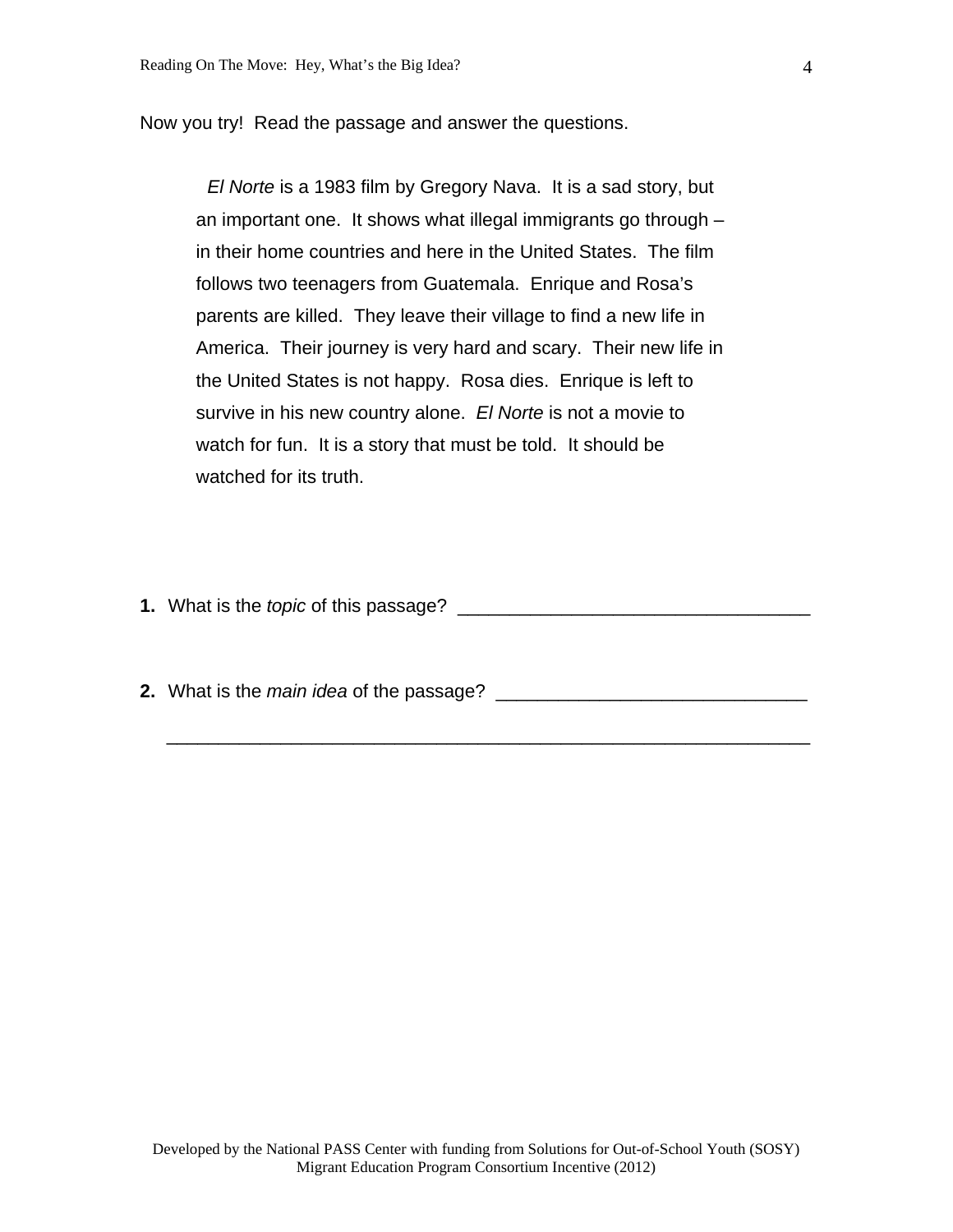Now you try! Read the passage and answer the questions.

> *El Norte* is a 1983 film by Gregory Nava. It is a sad story, but an important one. It shows what illegal immigrants go through – in their home countries and here in the United States. The film follows two teenagers from Guatemala. Enrique and Rosa's parents are killed. They leave their village to find a new life in America. Their journey is very hard and scary. Their new life in the United States is not happy. Rosa dies. Enrique is left to survive in his new country alone. *El Norte* is not a movie to watch for fun. It is a story that must be told. It should be watched for its truth.

**1.** What is the *topic* of this passage? ___________________________________

**2.** What is the *main idea* of the passage? ______________________________

_______________________________________________________________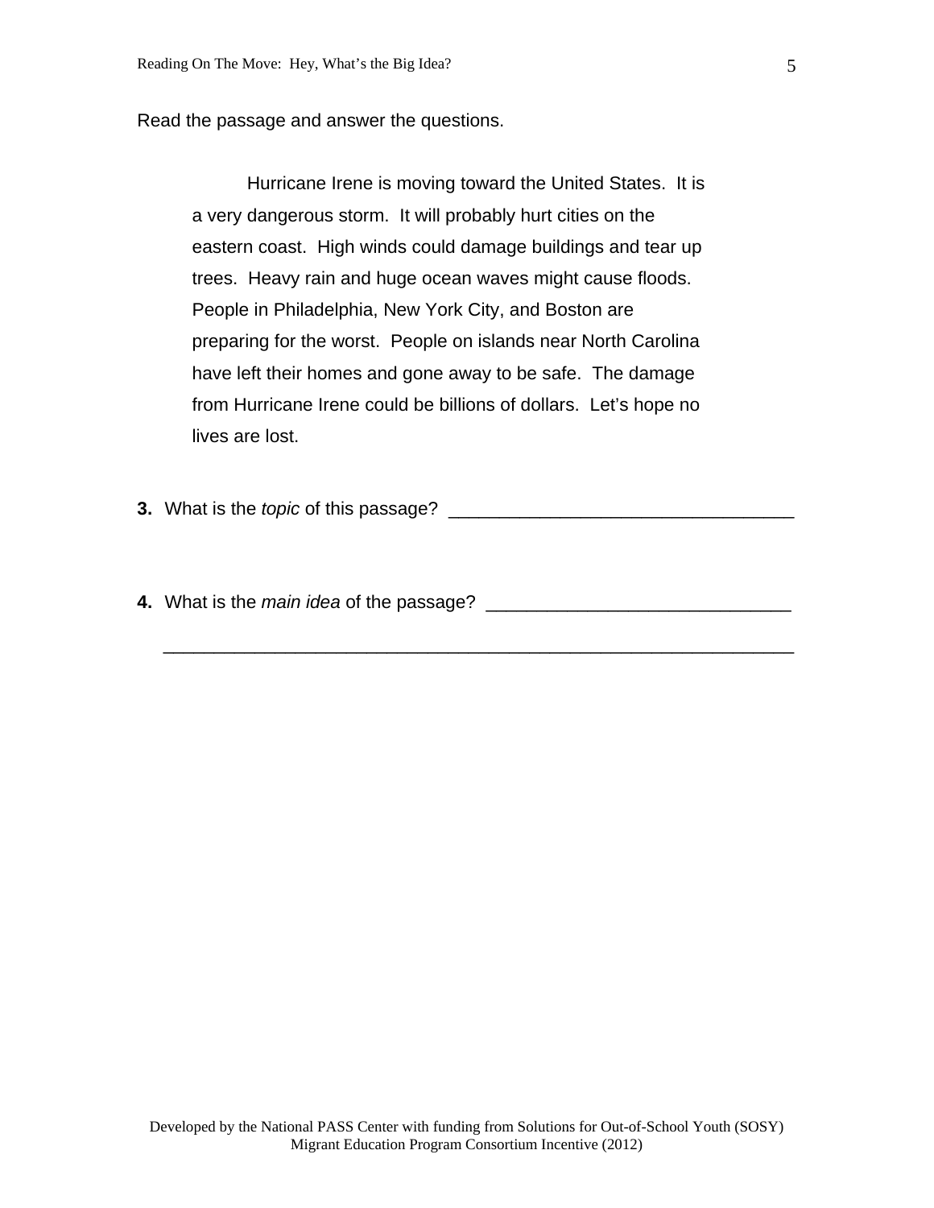Read the passage and answer the questions.

> Hurricane Irene is moving toward the United States. It is a very dangerous storm. It will probably hurt cities on the eastern coast. High winds could damage buildings and tear up trees. Heavy rain and huge ocean waves might cause floods. People in Philadelphia, New York City, and Boston are preparing for the worst. People on islands near North Carolina have left their homes and gone away to be safe. The damage from Hurricane Irene could be billions of dollars. Let's hope no lives are lost.

**3.** What is the *topic* of this passage? ________________________________

**4.** What is the *main idea* of the passage? ____________________________

____________________________________________________________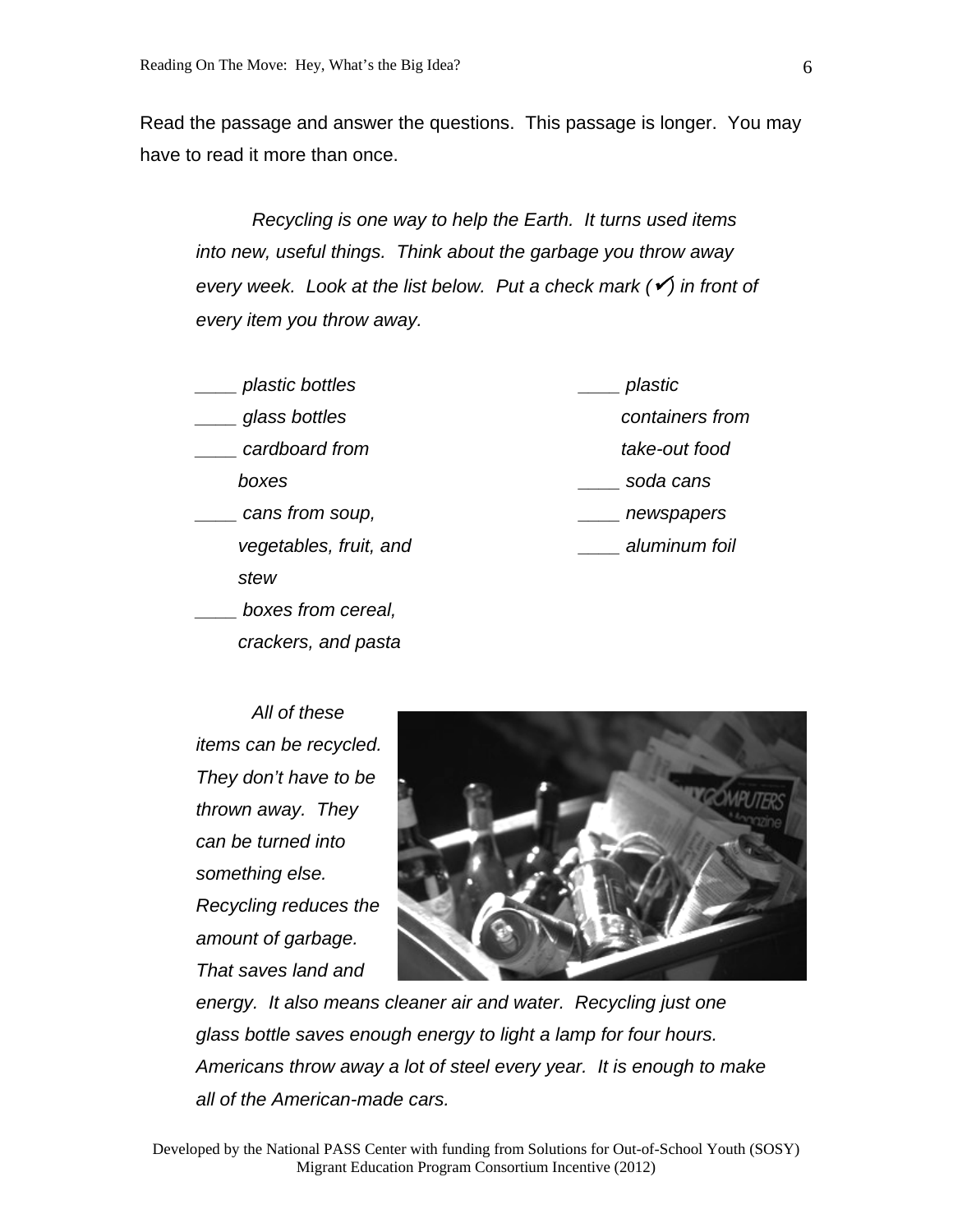Read the passage and answer the questions. This passage is longer. You may have to read it more than once.

*Recycling is one way to help the Earth. It turns used items into new, useful things. Think about the garbage you throw away every week. Look at the list below. Put a check mark (✓) in front of every item you throw away.*

*____ plastic bottles*

*____ glass bottles*

*____ cardboard from boxes*

*____ cans from soup, vegetables, fruit, and stew*

*____ boxes from cereal, crackers, and pasta*

*____ plastic containers from take-out food*

*____ soda cans*

*____ newspapers*

*____ aluminum foil*

*All of these items can be recycled. They don't have to be thrown away. They can be turned into something else. Recycling reduces the amount of garbage. That saves land and energy. It also means cleaner air and water. Recycling just one glass bottle saves enough energy to light a lamp for four hours. Americans throw away a lot of steel every year. It is enough to make all of the American-made cars.*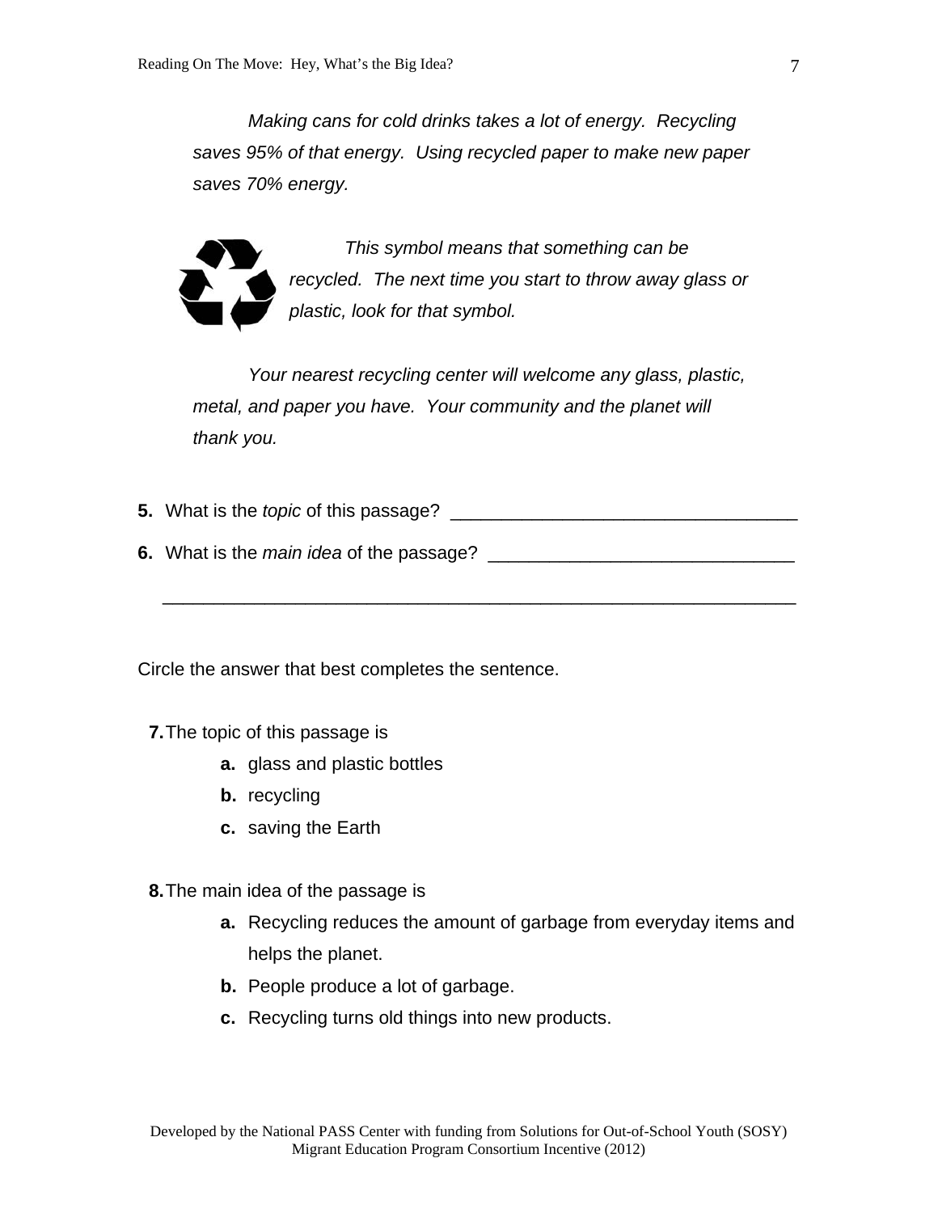*Making cans for cold drinks takes a lot of energy. Recycling saves 95% of that energy. Using recycled paper to make new paper saves 70% energy.*

*This symbol means that something can be recycled. The next time you start to throw away glass or plastic, look for that symbol.*

*Your nearest recycling center will welcome any glass, plastic, metal, and paper you have. Your community and the planet will thank you.*

**5.** What is the *topic* of this passage? __________________________________

**6.** What is the *main idea* of the passage? ______________________________

_______________________________________________________________

Circle the answer that best completes the sentence.

**7.** The topic of this passage is

- **a.** glass and plastic bottles
- **b.** recycling
- **c.** saving the Earth

**8.** The main idea of the passage is

- **a.** Recycling reduces the amount of garbage from everyday items and helps the planet.
- **b.** People produce a lot of garbage.
- **c.** Recycling turns old things into new products.

Developed by the National PASS Center with funding from Solutions for Out-of-School Youth (SOSY) Migrant Education Program Consortium Incentive (2012)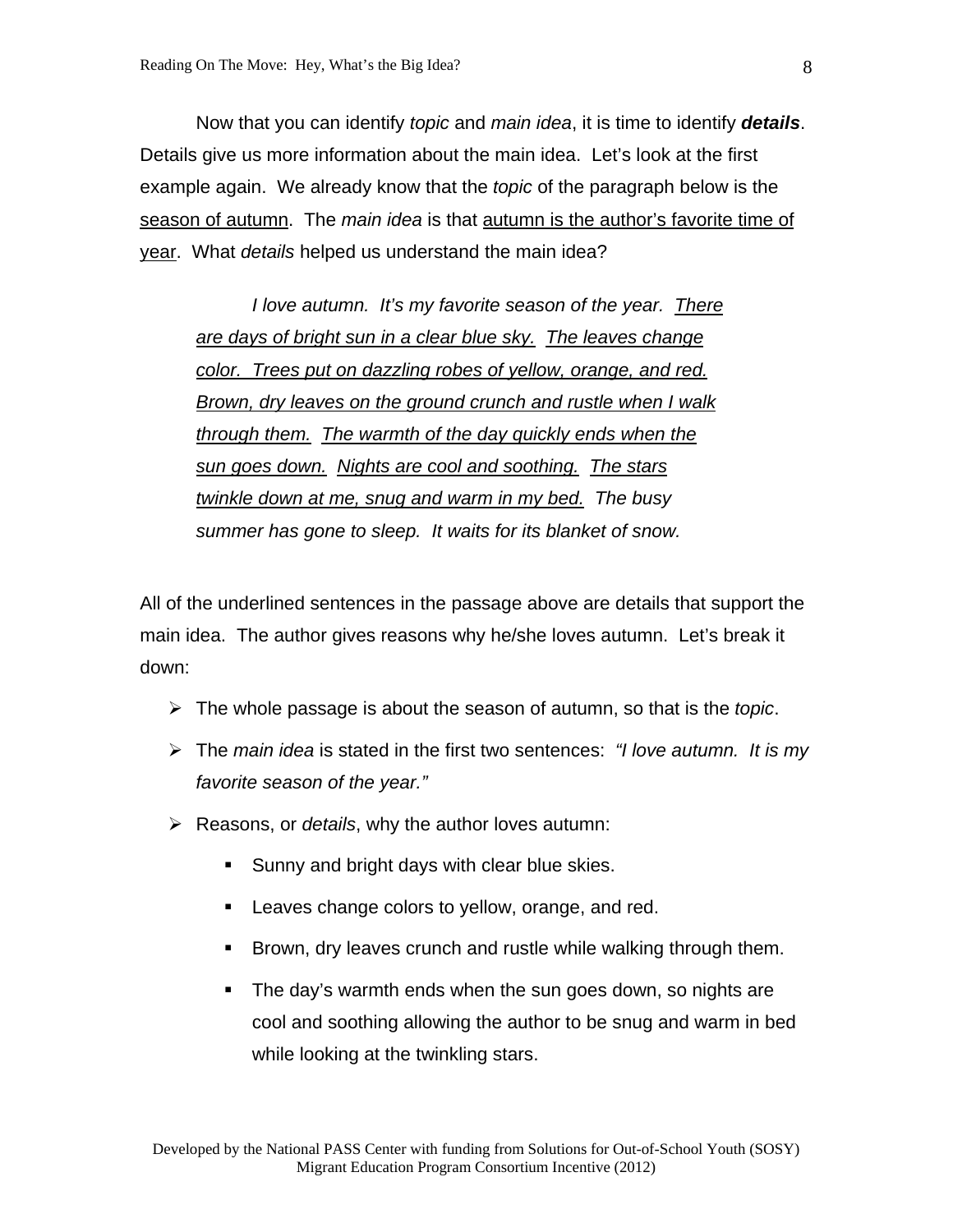Now that you can identify *topic* and *main idea*, it is time to identify ***details***. Details give us more information about the main idea. Let's look at the first example again. We already know that the *topic* of the paragraph below is the <u>season of autumn</u>. The *main idea* is that <u>autumn is the author's favorite time of year</u>. What *details* helped us understand the main idea?

> *I love autumn. It's my favorite season of the year. <u>There are days of bright sun in a clear blue sky.</u> <u>The leaves change color. Trees put on dazzling robes of yellow, orange, and red. Brown, dry leaves on the ground crunch and rustle when I walk through them.</u> <u>The warmth of the day quickly ends when the sun goes down.</u> <u>Nights are cool and soothing.</u> <u>The stars twinkle down at me, snug and warm in my bed.</u> The busy summer has gone to sleep. It waits for its blanket of snow.*

All of the underlined sentences in the passage above are details that support the main idea. The author gives reasons why he/she loves autumn. Let's break it down:

- The whole passage is about the season of autumn, so that is the *topic*.
- The *main idea* is stated in the first two sentences: *"I love autumn. It is my favorite season of the year."*
- Reasons, or *details*, why the author loves autumn:
  - Sunny and bright days with clear blue skies.
  - Leaves change colors to yellow, orange, and red.
  - Brown, dry leaves crunch and rustle while walking through them.
  - The day's warmth ends when the sun goes down, so nights are cool and soothing allowing the author to be snug and warm in bed while looking at the twinkling stars.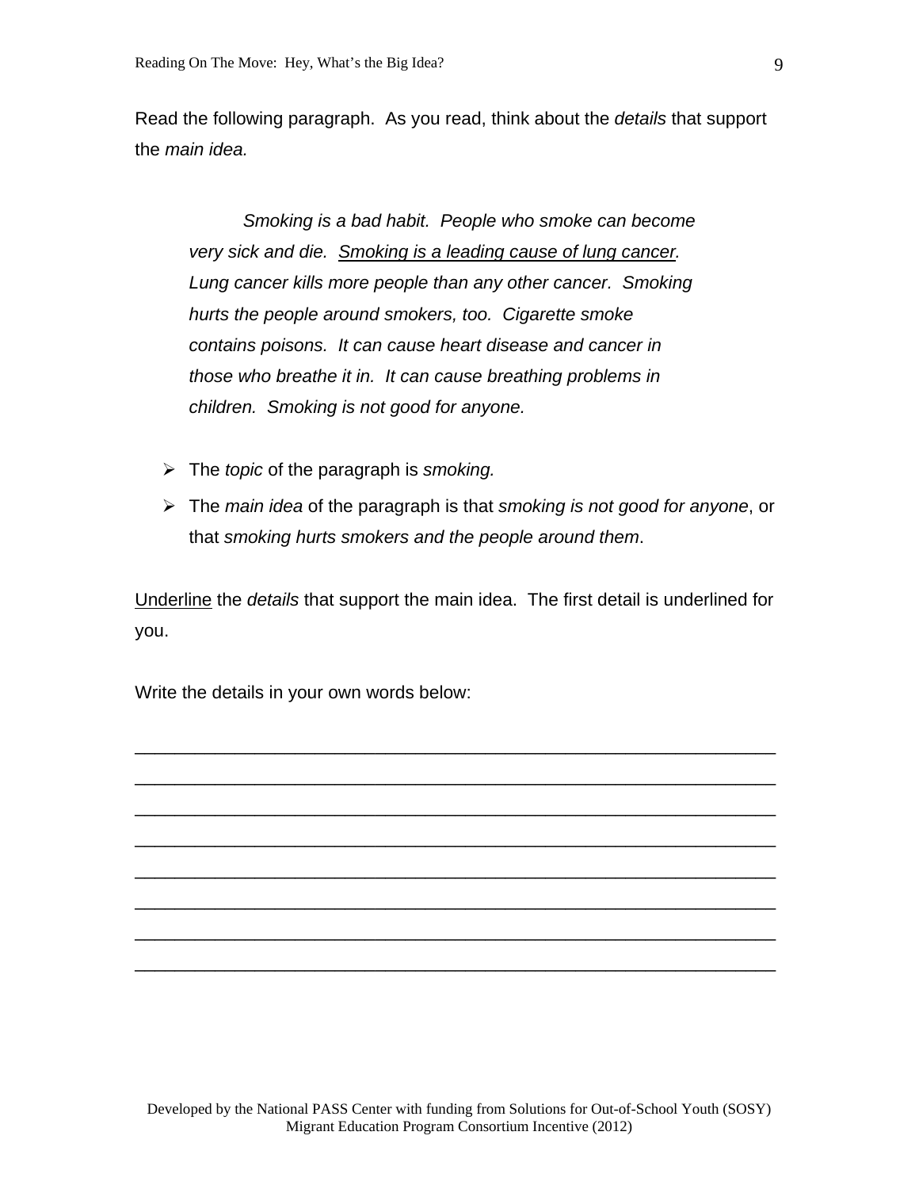Read the following paragraph. As you read, think about the *details* that support the *main idea.*

> *Smoking is a bad habit. People who smoke can become very sick and die. <u>Smoking is a leading cause of lung cancer</u>. Lung cancer kills more people than any other cancer. Smoking hurts the people around smokers, too. Cigarette smoke contains poisons. It can cause heart disease and cancer in those who breathe it in. It can cause breathing problems in children. Smoking is not good for anyone.*

- The *topic* of the paragraph is *smoking.*
- The *main idea* of the paragraph is that *smoking is not good for anyone*, or that *smoking hurts smokers and the people around them*.

<u>Underline</u> the *details* that support the main idea. The first detail is underlined for you.

Write the details in your own words below:

_______________________________________________________________

_______________________________________________________________

_______________________________________________________________

_______________________________________________________________

_______________________________________________________________

_______________________________________________________________

_______________________________________________________________

_______________________________________________________________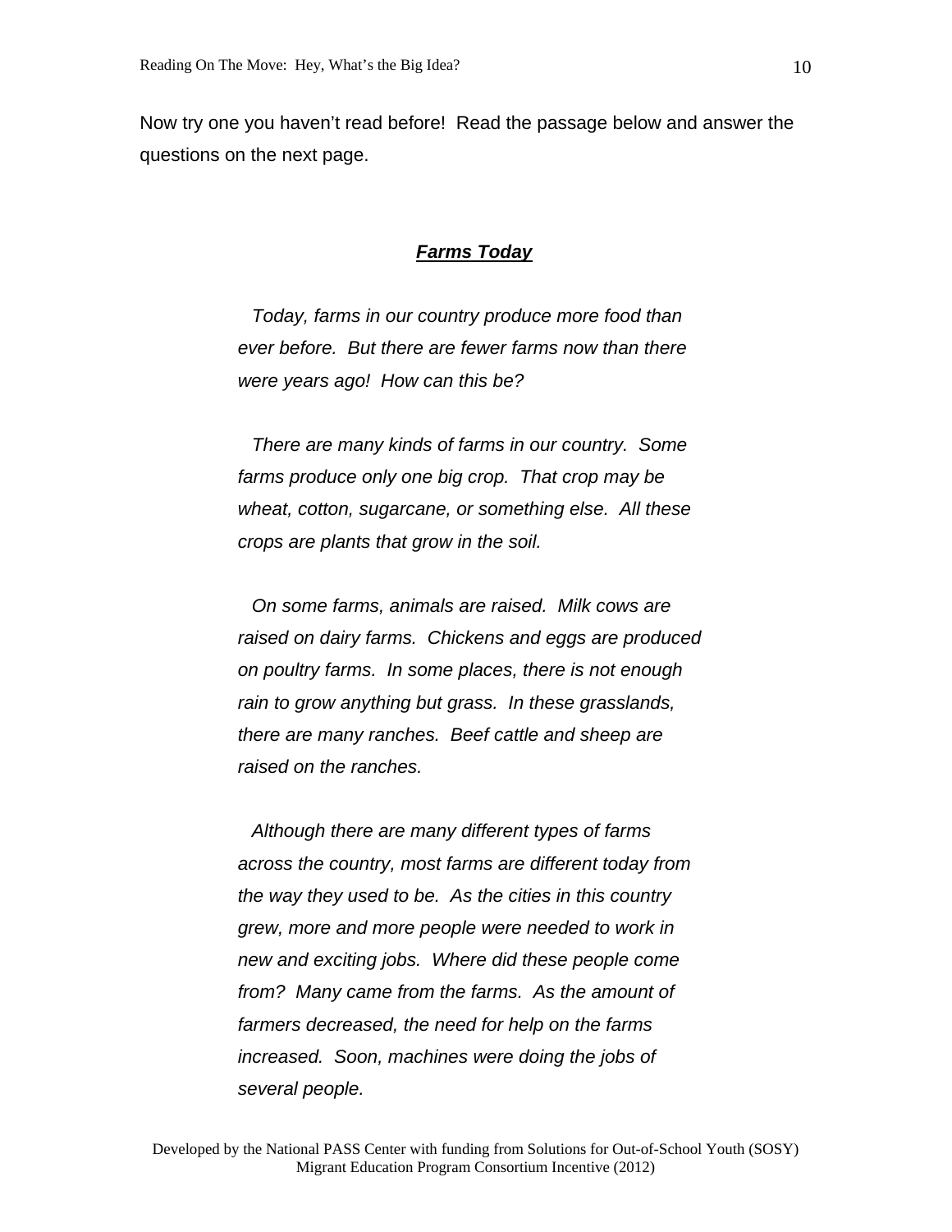Now try one you haven't read before! Read the passage below and answer the questions on the next page.

***<u>Farms Today</u>***

*Today, farms in our country produce more food than ever before. But there are fewer farms now than there were years ago! How can this be?*

*There are many kinds of farms in our country. Some farms produce only one big crop. That crop may be wheat, cotton, sugarcane, or something else. All these crops are plants that grow in the soil.*

*On some farms, animals are raised. Milk cows are raised on dairy farms. Chickens and eggs are produced on poultry farms. In some places, there is not enough rain to grow anything but grass. In these grasslands, there are many ranches. Beef cattle and sheep are raised on the ranches.*

*Although there are many different types of farms across the country, most farms are different today from the way they used to be. As the cities in this country grew, more and more people were needed to work in new and exciting jobs. Where did these people come from? Many came from the farms. As the amount of farmers decreased, the need for help on the farms increased. Soon, machines were doing the jobs of several people.*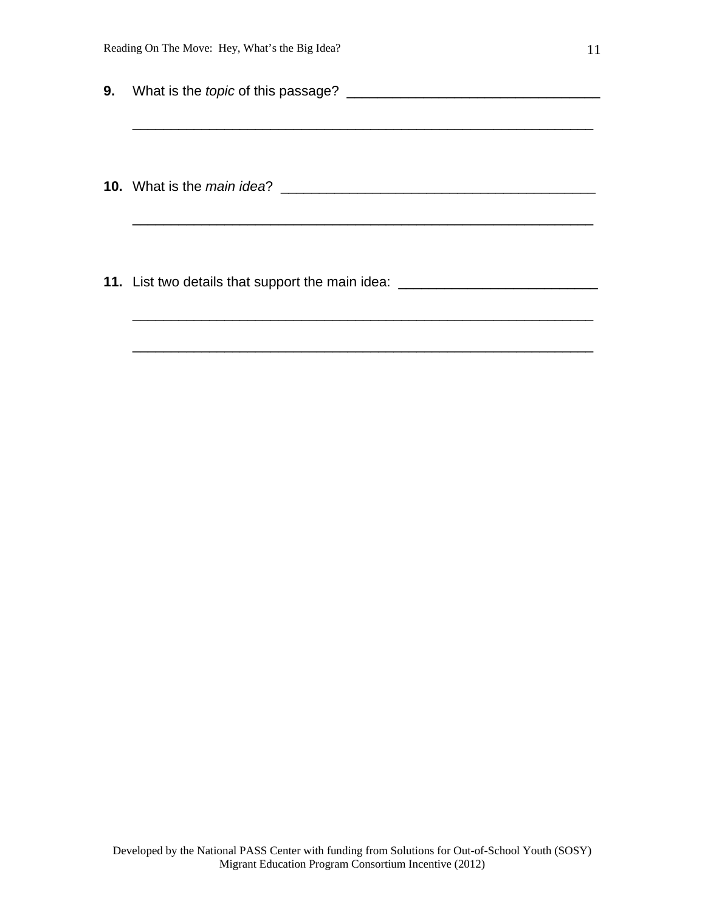**9.** What is the *topic* of this passage? ______________________________

_______________________________________________________________

**10.** What is the *main idea*? ____________________________________

_______________________________________________________________

**11.** List two details that support the main idea: ______________________

_______________________________________________________________

_______________________________________________________________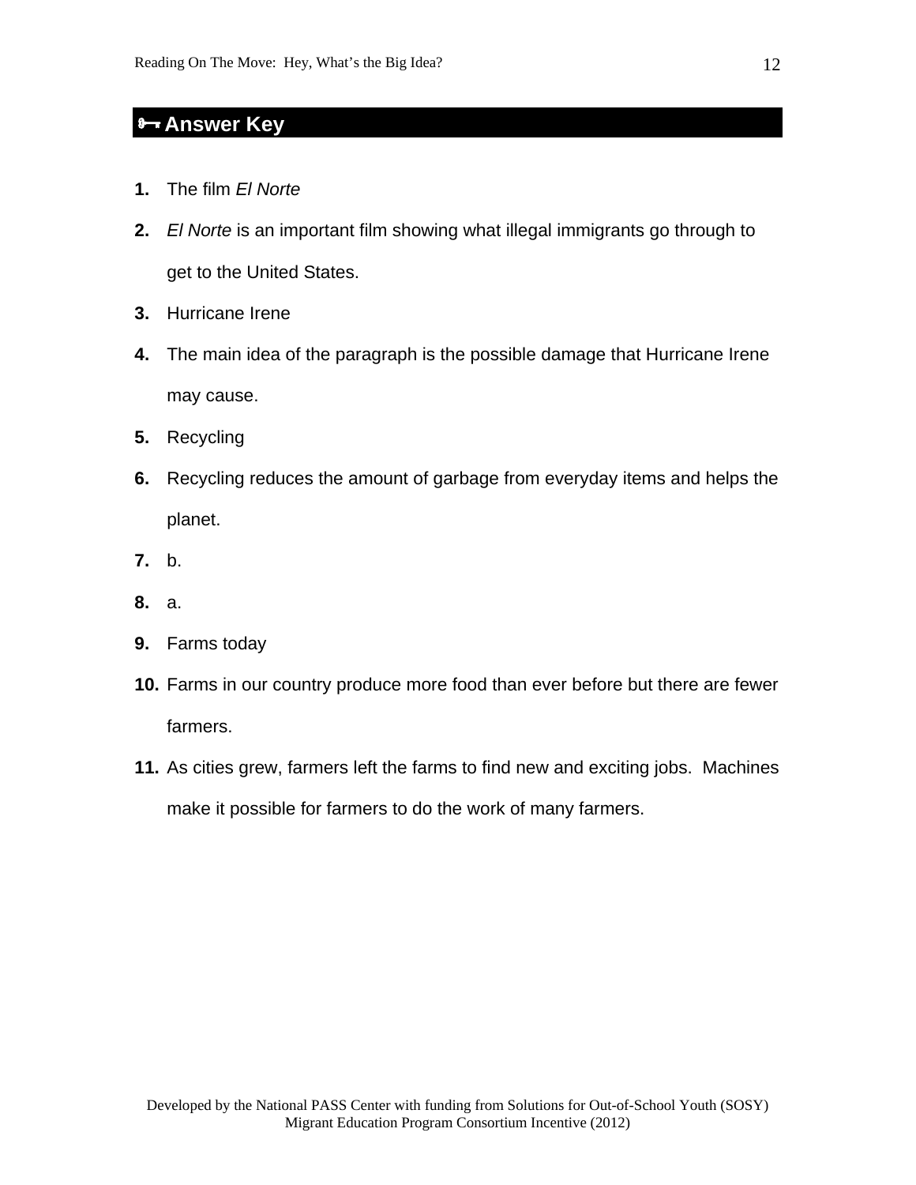## 🗝 Answer Key

1. The film *El Norte*
2. *El Norte* is an important film showing what illegal immigrants go through to get to the United States.
3. Hurricane Irene
4. The main idea of the paragraph is the possible damage that Hurricane Irene may cause.
5. Recycling
6. Recycling reduces the amount of garbage from everyday items and helps the planet.
7. b.
8. a.
9. Farms today
10. Farms in our country produce more food than ever before but there are fewer farmers.
11. As cities grew, farmers left the farms to find new and exciting jobs.  Machines make it possible for farmers to do the work of many farmers.